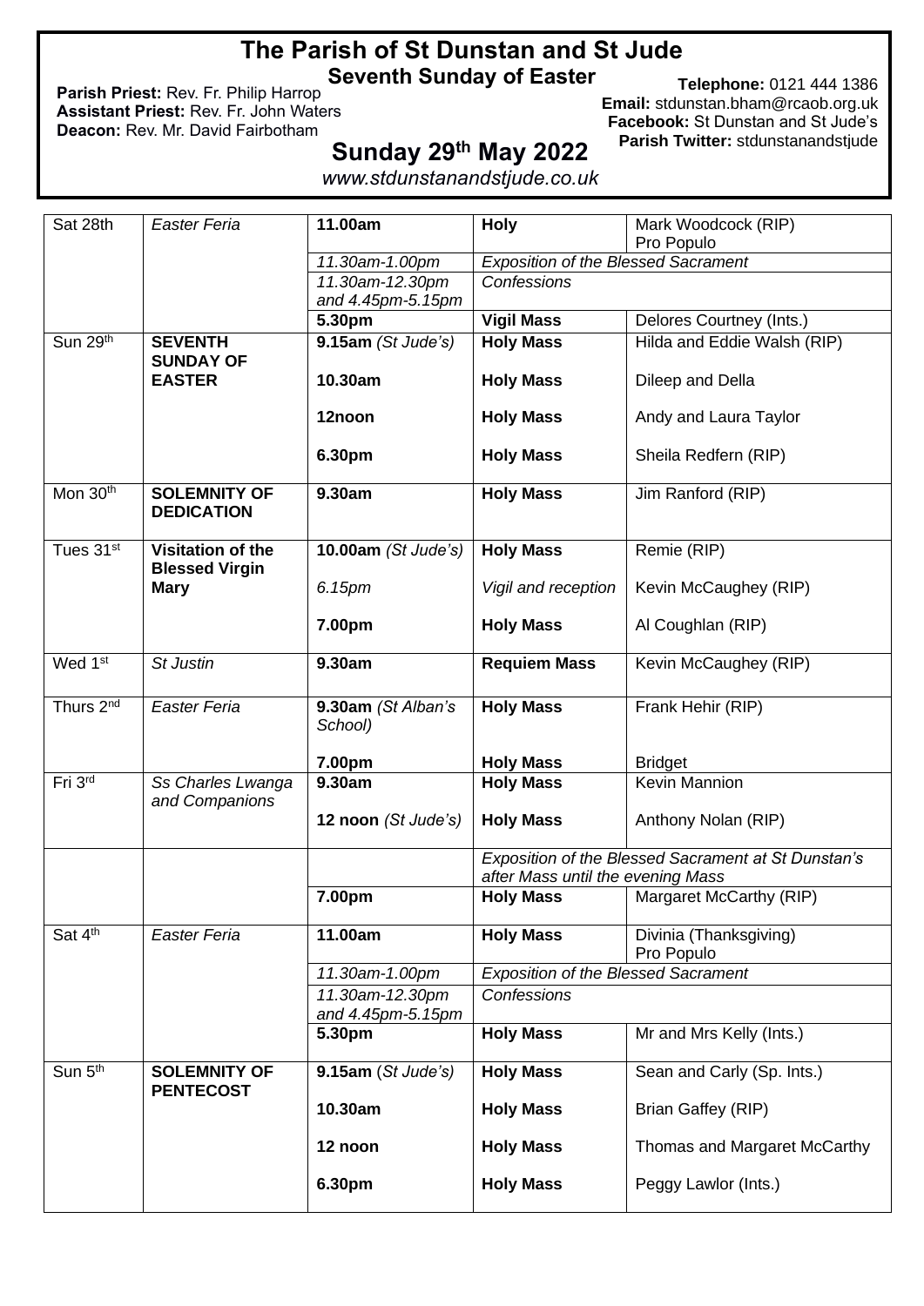# The Parish of St Dunstan and St Jude

## Seventh Sunday of Easter

**Parish Priest:** Rev. Fr. Philip Harrop
**Assistant Priest:** Rev. Fr. John Waters
**Deacon:** Rev. Mr. David Fairbotham

**Telephone:** 0121 444 1386
**Email:** stdunstan.bham@rcaob.org.uk
**Facebook:** St Dunstan and St Jude's
**Parish Twitter:** stdunstanandstjude

## Sunday 29th May 2022

*www.stdunstanandstjude.co.uk*

| | | | | |
|---|---|---|---|---|
| Sat 28th | *Easter Feria* | **11.00am** | **Holy** | Mark Woodcock (RIP)<br>Pro Populo |
| | | *11.30am-1.00pm* | *Exposition of the Blessed Sacrament* | |
| | | *11.30am-12.30pm and 4.45pm-5.15pm* | *Confessions* | |
| | | **5.30pm** | **Vigil Mass** | Delores Courtney (Ints.) |
| Sun 29th | **SEVENTH SUNDAY OF EASTER** | **9.15am** *(St Jude's)* | **Holy Mass** | Hilda and Eddie Walsh (RIP) |
| | | **10.30am** | **Holy Mass** | Dileep and Della |
| | | **12noon** | **Holy Mass** | Andy and Laura Taylor |
| | | **6.30pm** | **Holy Mass** | Sheila Redfern (RIP) |
| Mon 30th | **SOLEMNITY OF DEDICATION** | **9.30am** | **Holy Mass** | Jim Ranford (RIP) |
| Tues 31st | **Visitation of the Blessed Virgin Mary** | **10.00am** *(St Jude's)* | **Holy Mass** | Remie (RIP) |
| | | *6.15pm* | *Vigil and reception* | Kevin McCaughey (RIP) |
| | | **7.00pm** | **Holy Mass** | Al Coughlan (RIP) |
| Wed 1st | *St Justin* | **9.30am** | **Requiem Mass** | Kevin McCaughey (RIP) |
| Thurs 2nd | *Easter Feria* | **9.30am** *(St Alban's School)* | **Holy Mass** | Frank Hehir (RIP) |
| | | **7.00pm** | **Holy Mass** | Bridget |
| Fri 3rd | *Ss Charles Lwanga and Companions* | **9.30am** | **Holy Mass** | Kevin Mannion |
| | | **12 noon** *(St Jude's)* | **Holy Mass** | Anthony Nolan (RIP) |
| | | | *Exposition of the Blessed Sacrament at St Dunstan's after Mass until the evening Mass* | |
| | | **7.00pm** | **Holy Mass** | Margaret McCarthy (RIP) |
| Sat 4th | *Easter Feria* | **11.00am** | **Holy Mass** | Divinia (Thanksgiving)<br>Pro Populo |
| | | *11.30am-1.00pm* | *Exposition of the Blessed Sacrament* | |
| | | *11.30am-12.30pm and 4.45pm-5.15pm* | *Confessions* | |
| | | **5.30pm** | **Holy Mass** | Mr and Mrs Kelly (Ints.) |
| Sun 5th | **SOLEMNITY OF PENTECOST** | **9.15am** *(St Jude's)* | **Holy Mass** | Sean and Carly (Sp. Ints.) |
| | | **10.30am** | **Holy Mass** | Brian Gaffey (RIP) |
| | | **12 noon** | **Holy Mass** | Thomas and Margaret McCarthy |
| | | **6.30pm** | **Holy Mass** | Peggy Lawlor (Ints.) |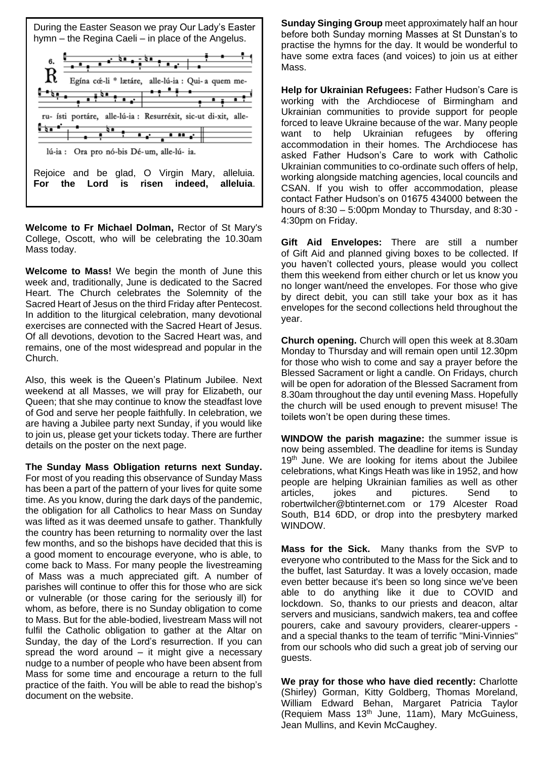During the Easter Season we pray Our Lady's Easter hymn – the Regina Caeli – in place of the Angelus.

Regína cœ́-li * lætáre, alle-lú-ia : Qui- a quem me-ru- ísti portáre, alle-lú-ia : Resurréxit, sic-ut di-xit, alle-lú-ia : Ora pro nó-bis Dé-um, alle-lú- ia.

Rejoice and be glad, O Virgin Mary, alleluia. **For the Lord is risen indeed, alleluia**.

**Welcome to Fr Michael Dolman,** Rector of St Mary's College, Oscott, who will be celebrating the 10.30am Mass today.

**Welcome to Mass!** We begin the month of June this week and, traditionally, June is dedicated to the Sacred Heart. The Church celebrates the Solemnity of the Sacred Heart of Jesus on the third Friday after Pentecost. In addition to the liturgical celebration, many devotional exercises are connected with the Sacred Heart of Jesus. Of all devotions, devotion to the Sacred Heart was, and remains, one of the most widespread and popular in the Church.

Also, this week is the Queen's Platinum Jubilee. Next weekend at all Masses, we will pray for Elizabeth, our Queen; that she may continue to know the steadfast love of God and serve her people faithfully. In celebration, we are having a Jubilee party next Sunday, if you would like to join us, please get your tickets today. There are further details on the poster on the next page.

**The Sunday Mass Obligation returns next Sunday.** For most of you reading this observance of Sunday Mass has been a part of the pattern of your lives for quite some time. As you know, during the dark days of the pandemic, the obligation for all Catholics to hear Mass on Sunday was lifted as it was deemed unsafe to gather. Thankfully the country has been returning to normality over the last few months, and so the bishops have decided that this is a good moment to encourage everyone, who is able, to come back to Mass. For many people the livestreaming of Mass was a much appreciated gift. A number of parishes will continue to offer this for those who are sick or vulnerable (or those caring for the seriously ill) for whom, as before, there is no Sunday obligation to come to Mass. But for the able-bodied, livestream Mass will not fulfil the Catholic obligation to gather at the Altar on Sunday, the day of the Lord's resurrection. If you can spread the word around – it might give a necessary nudge to a number of people who have been absent from Mass for some time and encourage a return to the full practice of the faith. You will be able to read the bishop's document on the website.

**Sunday Singing Group** meet approximately half an hour before both Sunday morning Masses at St Dunstan's to practise the hymns for the day. It would be wonderful to have some extra faces (and voices) to join us at either Mass.

**Help for Ukrainian Refugees:** Father Hudson's Care is working with the Archdiocese of Birmingham and Ukrainian communities to provide support for people forced to leave Ukraine because of the war. Many people want to help Ukrainian refugees by offering accommodation in their homes. The Archdiocese has asked Father Hudson's Care to work with Catholic Ukrainian communities to co-ordinate such offers of help, working alongside matching agencies, local councils and CSAN. If you wish to offer accommodation, please contact Father Hudson's on 01675 434000 between the hours of 8:30 – 5:00pm Monday to Thursday, and 8:30 - 4:30pm on Friday.

**Gift Aid Envelopes:** There are still a number of Gift Aid and planned giving boxes to be collected. If you haven't collected yours, please would you collect them this weekend from either church or let us know you no longer want/need the envelopes. For those who give by direct debit, you can still take your box as it has envelopes for the second collections held throughout the year.

**Church opening.** Church will open this week at 8.30am Monday to Thursday and will remain open until 12.30pm for those who wish to come and say a prayer before the Blessed Sacrament or light a candle. On Fridays, church will be open for adoration of the Blessed Sacrament from 8.30am throughout the day until evening Mass. Hopefully the church will be used enough to prevent misuse! The toilets won't be open during these times.

**WINDOW the parish magazine:** the summer issue is now being assembled. The deadline for items is Sunday 19th June. We are looking for items about the Jubilee celebrations, what Kings Heath was like in 1952, and how people are helping Ukrainian families as well as other articles, jokes and pictures. Send to robertwilcher@btinternet.com or 179 Alcester Road South, B14 6DD, or drop into the presbytery marked WINDOW.

**Mass for the Sick.** Many thanks from the SVP to everyone who contributed to the Mass for the Sick and to the buffet, last Saturday. It was a lovely occasion, made even better because it's been so long since we've been able to do anything like it due to COVID and lockdown. So, thanks to our priests and deacon, altar servers and musicians, sandwich makers, tea and coffee pourers, cake and savoury providers, clearer-uppers - and a special thanks to the team of terrific "Mini-Vinnies" from our schools who did such a great job of serving our guests.

**We pray for those who have died recently:** Charlotte (Shirley) Gorman, Kitty Goldberg, Thomas Moreland, William Edward Behan, Margaret Patricia Taylor (Requiem Mass 13th June, 11am), Mary McGuiness, Jean Mullins, and Kevin McCaughey.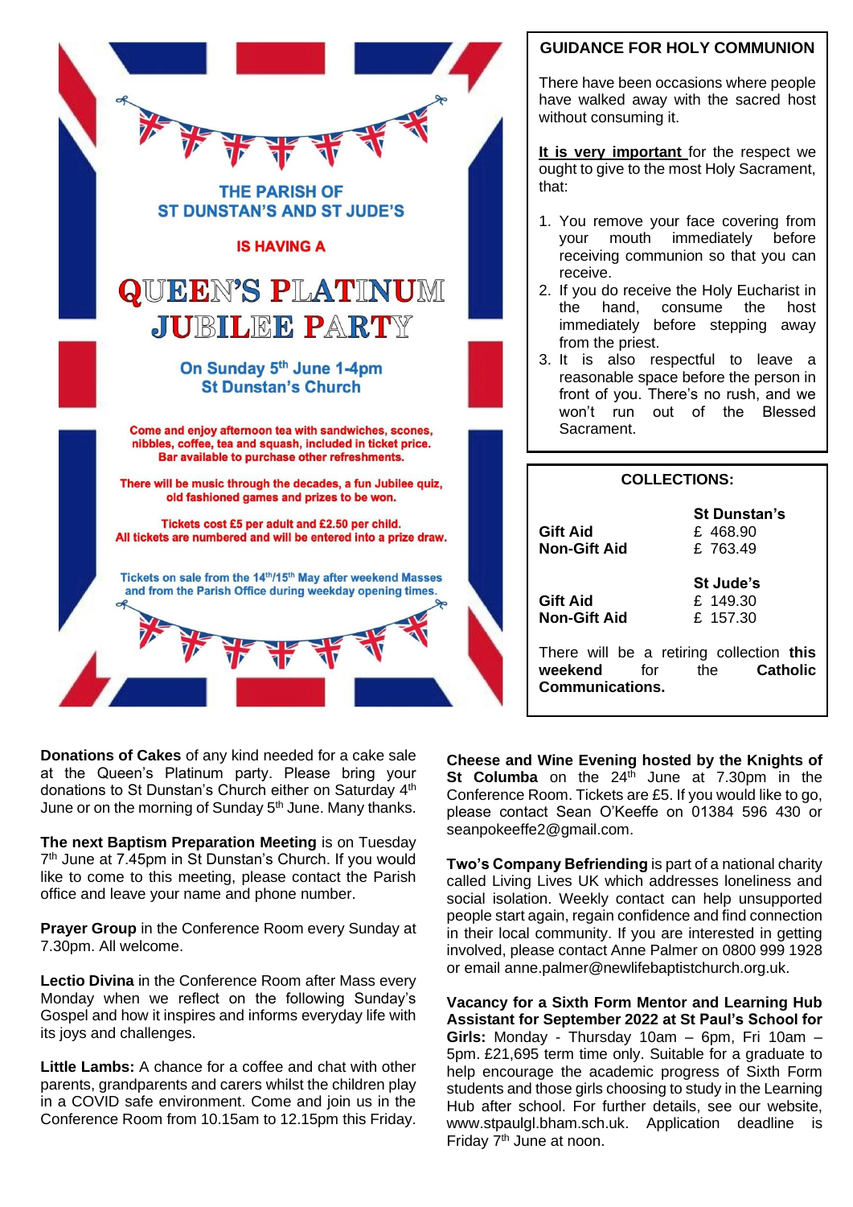THE PARISH OF
ST DUNSTAN'S AND ST JUDE'S

IS HAVING A

# QUEEN'S PLATINUM JUBILEE PARTY

**On Sunday 5th June 1-4pm**
**St Dunstan's Church**

Come and enjoy afternoon tea with sandwiches, scones, nibbles, coffee, tea and squash, included in ticket price. Bar available to purchase other refreshments.

There will be music through the decades, a fun Jubilee quiz, old fashioned games and prizes to be won.

Tickets cost £5 per adult and £2.50 per child.
All tickets are numbered and will be entered into a prize draw.

Tickets on sale from the 14th/15th May after weekend Masses and from the Parish Office during weekday opening times.

## GUIDANCE FOR HOLY COMMUNION

There have been occasions where people have walked away with the sacred host without consuming it.

**It is very important** for the respect we ought to give to the most Holy Sacrament, that:

1. You remove your face covering from your mouth immediately before receiving communion so that you can receive.
2. If you do receive the Holy Eucharist in the hand, consume the host immediately before stepping away from the priest.
3. It is also respectful to leave a reasonable space before the person in front of you. There's no rush, and we won't run out of the Blessed Sacrament.

## COLLECTIONS:

| | **St Dunstan's** |
|---|---|
| **Gift Aid** | £ 468.90 |
| **Non-Gift Aid** | £ 763.49 |

| | **St Jude's** |
|---|---|
| **Gift Aid** | £ 149.30 |
| **Non-Gift Aid** | £ 157.30 |

There will be a retiring collection **this weekend** for the **Catholic Communications.**

**Donations of Cakes** of any kind needed for a cake sale at the Queen's Platinum party. Please bring your donations to St Dunstan's Church either on Saturday 4th June or on the morning of Sunday 5th June. Many thanks.

**The next Baptism Preparation Meeting** is on Tuesday 7th June at 7.45pm in St Dunstan's Church. If you would like to come to this meeting, please contact the Parish office and leave your name and phone number.

**Prayer Group** in the Conference Room every Sunday at 7.30pm. All welcome.

**Lectio Divina** in the Conference Room after Mass every Monday when we reflect on the following Sunday's Gospel and how it inspires and informs everyday life with its joys and challenges.

**Little Lambs:** A chance for a coffee and chat with other parents, grandparents and carers whilst the children play in a COVID safe environment. Come and join us in the Conference Room from 10.15am to 12.15pm this Friday.

**Cheese and Wine Evening hosted by the Knights of St Columba** on the 24th June at 7.30pm in the Conference Room. Tickets are £5. If you would like to go, please contact Sean O'Keeffe on 01384 596 430 or seanpokeeffe2@gmail.com.

**Two's Company Befriending** is part of a national charity called Living Lives UK which addresses loneliness and social isolation. Weekly contact can help unsupported people start again, regain confidence and find connection in their local community. If you are interested in getting involved, please contact Anne Palmer on 0800 999 1928 or email anne.palmer@newlifebaptistchurch.org.uk.

**Vacancy for a Sixth Form Mentor and Learning Hub Assistant for September 2022 at St Paul's School for Girls:** Monday - Thursday 10am – 6pm, Fri 10am – 5pm. £21,695 term time only. Suitable for a graduate to help encourage the academic progress of Sixth Form students and those girls choosing to study in the Learning Hub after school. For further details, see our website, www.stpaulgl.bham.sch.uk. Application deadline is Friday 7th June at noon.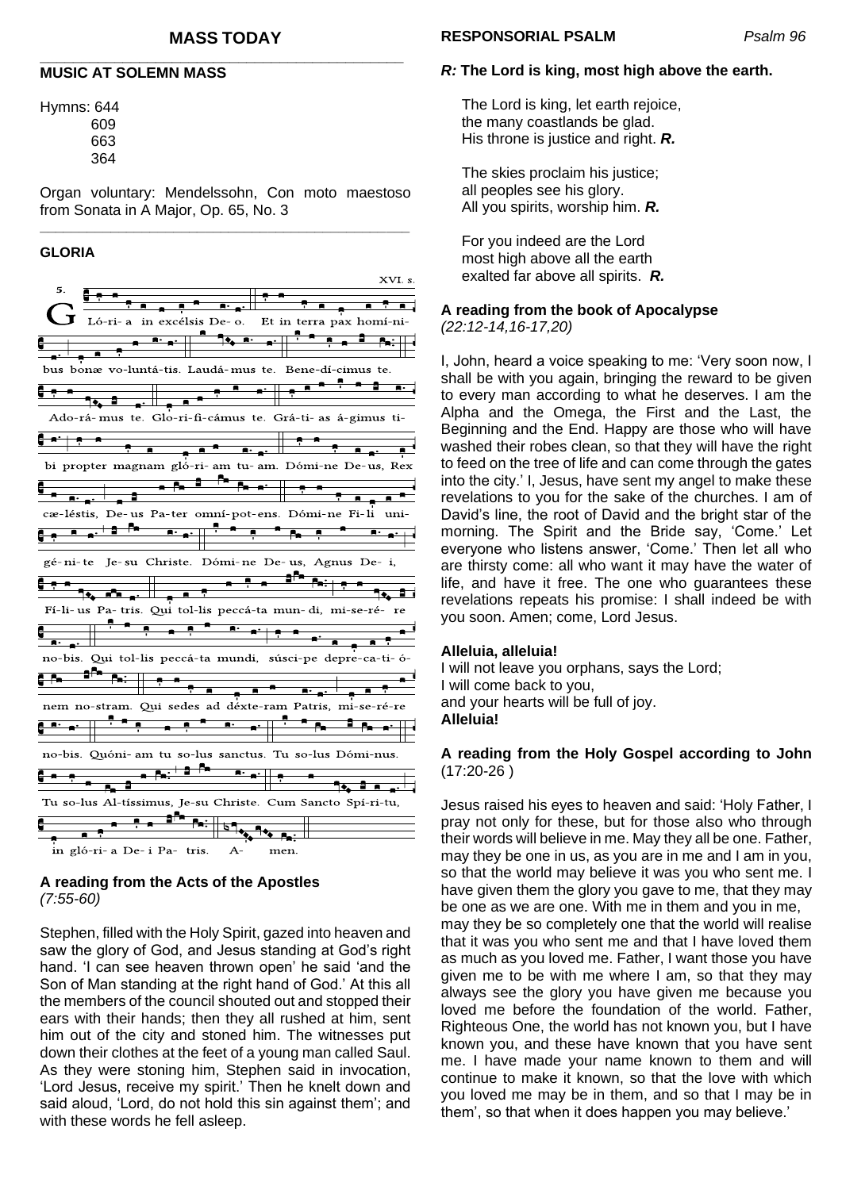# MASS TODAY

## MUSIC AT SOLEMN MASS

Hymns: 644
609
663
364

Organ voluntary: Mendelssohn, Con moto maestoso from Sonata in A Major, Op. 65, No. 3

## GLORIA

5. XVI. s.

Glória in excélsis Deo. Et in terra pax homínibus bonæ voluntátis. Laudámus te. Benedícimus te. Adorámus te. Glorificámus te. Grátias ágimus tibi propter magnam glóriam tuam. Dómine Deus, Rex cæléstis, Deus Pater omnípotens. Dómine Fili unigénite Jesu Christe. Dómine Deus, Agnus Dei, Fílius Patris. Qui tollis peccáta mundi, miserére nobis. Qui tollis peccáta mundi, súscipe deprecatiónem nostram. Qui sedes ad déxteram Patris, miserére nobis. Quóniam tu solus sanctus. Tu solus Dóminus. Tu solus Altíssimus, Jesu Christe. Cum Sancto Spíritu, in glória Dei Patris. Amen.

## A reading from the Acts of the Apostles
*(7:55-60)*

Stephen, filled with the Holy Spirit, gazed into heaven and saw the glory of God, and Jesus standing at God's right hand. 'I can see heaven thrown open' he said 'and the Son of Man standing at the right hand of God.' At this all the members of the council shouted out and stopped their ears with their hands; then they all rushed at him, sent him out of the city and stoned him. The witnesses put down their clothes at the feet of a young man called Saul. As they were stoning him, Stephen said in invocation, 'Lord Jesus, receive my spirit.' Then he knelt down and said aloud, 'Lord, do not hold this sin against them'; and with these words he fell asleep.

## RESPONSORIAL PSALM *Psalm 96*

***R:* The Lord is king, most high above the earth.**

The Lord is king, let earth rejoice,
the many coastlands be glad.
His throne is justice and right. ***R.***

The skies proclaim his justice;
all peoples see his glory.
All you spirits, worship him. ***R.***

For you indeed are the Lord
most high above all the earth
exalted far above all spirits. ***R.***

## A reading from the book of Apocalypse
*(22:12-14,16-17,20)*

I, John, heard a voice speaking to me: 'Very soon now, I shall be with you again, bringing the reward to be given to every man according to what he deserves. I am the Alpha and the Omega, the First and the Last, the Beginning and the End. Happy are those who will have washed their robes clean, so that they will have the right to feed on the tree of life and can come through the gates into the city.' I, Jesus, have sent my angel to make these revelations to you for the sake of the churches. I am of David's line, the root of David and the bright star of the morning. The Spirit and the Bride say, 'Come.' Let everyone who listens answer, 'Come.' Then let all who are thirsty come: all who want it may have the water of life, and have it free. The one who guarantees these revelations repeats his promise: I shall indeed be with you soon. Amen; come, Lord Jesus.

**Alleluia, alleluia!**
I will not leave you orphans, says the Lord;
I will come back to you,
and your hearts will be full of joy.
**Alleluia!**

## A reading from the Holy Gospel according to John
(17:20-26 )

Jesus raised his eyes to heaven and said: 'Holy Father, I pray not only for these, but for those also who through their words will believe in me. May they all be one. Father, may they be one in us, as you are in me and I am in you, so that the world may believe it was you who sent me. I have given them the glory you gave to me, that they may be one as we are one. With me in them and you in me, may they be so completely one that the world will realise that it was you who sent me and that I have loved them as much as you loved me. Father, I want those you have given me to be with me where I am, so that they may always see the glory you have given me because you loved me before the foundation of the world. Father, Righteous One, the world has not known you, but I have known you, and these have known that you have sent me. I have made your name known to them and will continue to make it known, so that the love with which you loved me may be in them, and so that I may be in them', so that when it does happen you may believe.'